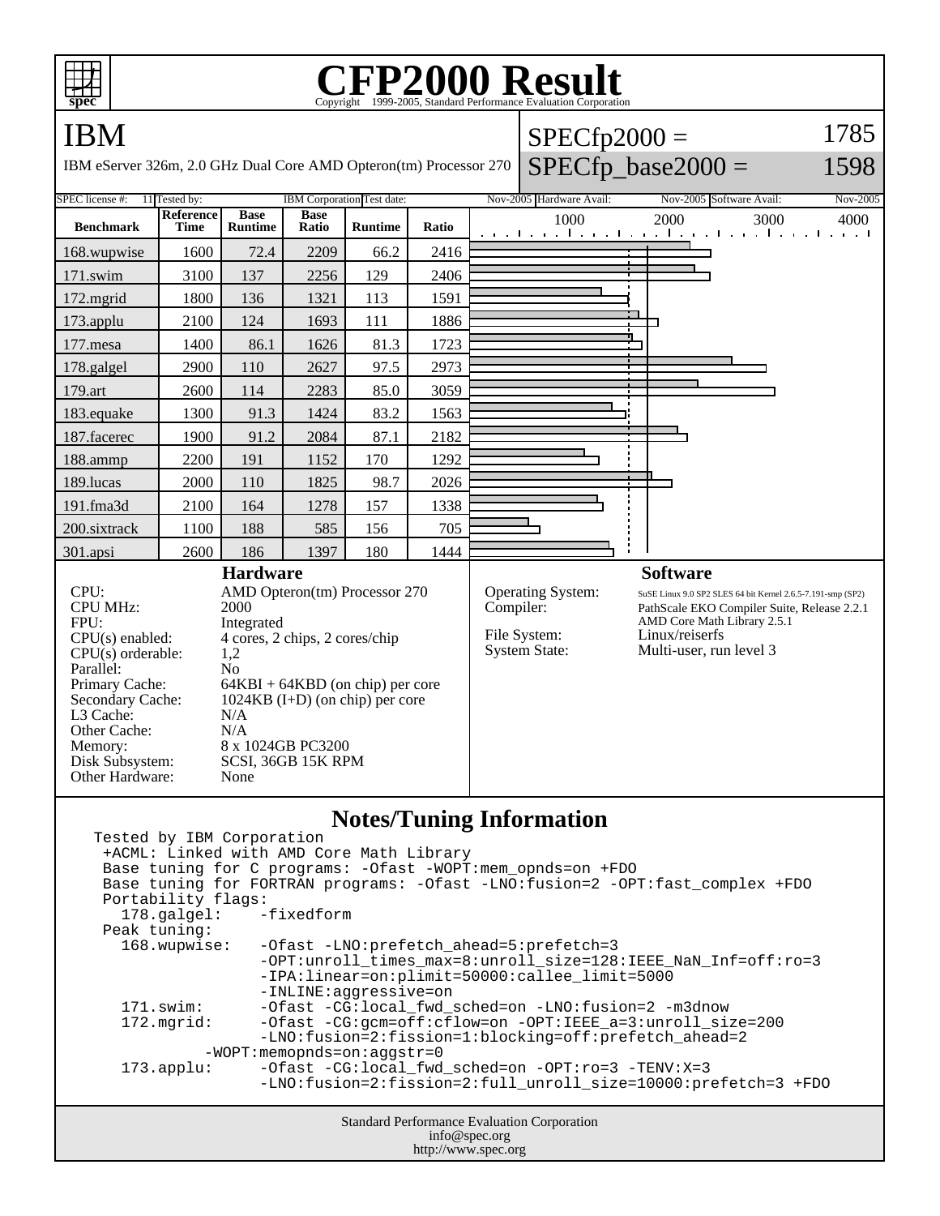# CFP2000 Result

Copyright 1999-2005, Standard Performance Evaluation Corporation

## IBM

IBM eServer 326m, 2.0 GHz Dual Core AMD Opteron(tm) Processor 270

SPECfp2000 = 1785

SPECfp_base2000 = 1598

| SPEC license #: | 11 | Tested by: | IBM Corporation | Test date: | Nov-2005 | Hardware Avail: | Nov-2005 | Software Avail: | Nov-2005 |
|---|---|---|---|---|---|---|---|---|---|

| Benchmark | Reference Time | Base Runtime | Base Ratio | Runtime | Ratio |
|---|---|---|---|---|---|
| 168.wupwise | 1600 | 72.4 | 2209 | 66.2 | 2416 |
| 171.swim | 3100 | 137 | 2256 | 129 | 2406 |
| 172.mgrid | 1800 | 136 | 1321 | 113 | 1591 |
| 173.applu | 2100 | 124 | 1693 | 111 | 1886 |
| 177.mesa | 1400 | 86.1 | 1626 | 81.3 | 1723 |
| 178.galgel | 2900 | 110 | 2627 | 97.5 | 2973 |
| 179.art | 2600 | 114 | 2283 | 85.0 | 3059 |
| 183.equake | 1300 | 91.3 | 1424 | 83.2 | 1563 |
| 187.facerec | 1900 | 91.2 | 2084 | 87.1 | 2182 |
| 188.ammp | 2200 | 191 | 1152 | 170 | 1292 |
| 189.lucas | 2000 | 110 | 1825 | 98.7 | 2026 |
| 191.fma3d | 2100 | 164 | 1278 | 157 | 1338 |
| 200.sixtrack | 1100 | 188 | 585 | 156 | 705 |
| 301.apsi | 2600 | 186 | 1397 | 180 | 1444 |

### Hardware

| | |
|---|---|
| CPU: | AMD Opteron(tm) Processor 270 |
| CPU MHz: | 2000 |
| FPU: | Integrated |
| CPU(s) enabled: | 4 cores, 2 chips, 2 cores/chip |
| CPU(s) orderable: | 1,2 |
| Parallel: | No |
| Primary Cache: | 64KBI + 64KBD (on chip) per core |
| Secondary Cache: | 1024KB (I+D) (on chip) per core |
| L3 Cache: | N/A |
| Other Cache: | N/A |
| Memory: | 8 x 1024GB PC3200 |
| Disk Subsystem: | SCSI, 36GB 15K RPM |
| Other Hardware: | None |

### Software

| | |
|---|---|
| Operating System: | SuSE Linux 9.0 SP2 SLES 64 bit Kernel 2.6.5-7.191-smp (SP2) |
| Compiler: | PathScale EKO Compiler Suite, Release 2.2.1<br>AMD Core Math Library 2.5.1 |
| File System: | Linux/reiserfs |
| System State: | Multi-user, run level 3 |

### Notes/Tuning Information

```
Tested by IBM Corporation
 +ACML: Linked with AMD Core Math Library
 Base tuning for C programs: -Ofast -WOPT:mem_opnds=on +FDO
 Base tuning for FORTRAN programs: -Ofast -LNO:fusion=2 -OPT:fast_complex +FDO
 Portability flags:
   178.galgel:    -fixedform
 Peak tuning:
   168.wupwise:   -Ofast -LNO:prefetch_ahead=5:prefetch=3
                  -OPT:unroll_times_max=8:unroll_size=128:IEEE_NaN_Inf=off:ro=3
                  -IPA:linear=on:plimit=50000:callee_limit=5000
                  -INLINE:aggressive=on
   171.swim:      -Ofast -CG:local_fwd_sched=on -LNO:fusion=2 -m3dnow
   172.mgrid:     -Ofast -CG:gcm=off:cflow=on -OPT:IEEE_a=3:unroll_size=200
                  -LNO:fusion=2:fission=1:blocking=off:prefetch_ahead=2
            -WOPT:memopnds=on:aggstr=0
   173.applu:     -Ofast -CG:local_fwd_sched=on -OPT:ro=3 -TENV:X=3
                  -LNO:fusion=2:fission=2:full_unroll_size=10000:prefetch=3 +FDO
```

Standard Performance Evaluation Corporation
info@spec.org
http://www.spec.org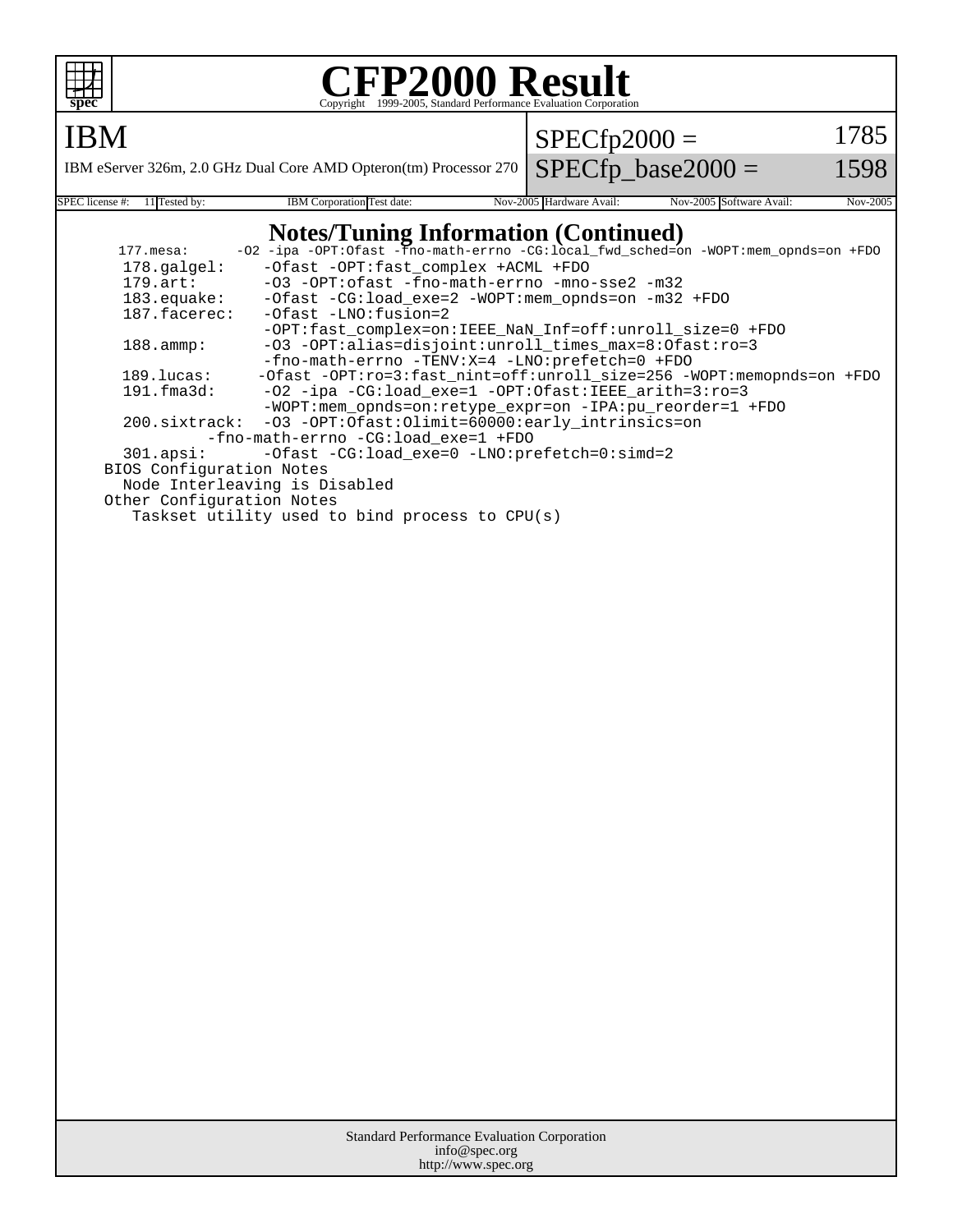# CFP2000 Result

Copyright 1999-2005, Standard Performance Evaluation Corporation

**IBM**

IBM eServer 326m, 2.0 GHz Dual Core AMD Opteron(tm) Processor 270

SPECfp2000 = 1785

SPECfp_base2000 = 1598

| SPEC license #: | 11 | Tested by: | IBM Corporation | Test date: | Nov-2005 | Hardware Avail: | Nov-2005 | Software Avail: | Nov-2005 |
|---|---|---|---|---|---|---|---|---|---|

## Notes/Tuning Information (Continued)

```
     177.mesa:      -O2 -ipa -OPT:Ofast -fno-math-errno -CG:local_fwd_sched=on -WOPT:mem_opnds=on +FDO
      178.galgel:     -Ofast -OPT:fast_complex +ACML +FDO
      179.art:        -O3 -OPT:ofast -fno-math-errno -mno-sse2 -m32
      183.equake:     -Ofast -CG:load_exe=2 -WOPT:mem_opnds=on -m32 +FDO
      187.facerec:    -Ofast -LNO:fusion=2
                      -OPT:fast_complex=on:IEEE_NaN_Inf=off:unroll_size=0 +FDO
      188.ammp:       -O3 -OPT:alias=disjoint:unroll_times_max=8:Ofast:ro=3
                      -fno-math-errno -TENV:X=4 -LNO:prefetch=0 +FDO
      189.lucas:     -Ofast -OPT:ro=3:fast_nint=off:unroll_size=256 -WOPT:memopnds=on +FDO
      191.fma3d:      -O2 -ipa -CG:load_exe=1 -OPT:Ofast:IEEE_arith=3:ro=3
                      -WOPT:mem_opnds=on:retype_expr=on -IPA:pu_reorder=1 +FDO
      200.sixtrack:  -O3 -OPT:Ofast:Olimit=60000:early_intrinsics=on
               -fno-math-errno -CG:load_exe=1 +FDO
      301.apsi:       -Ofast -CG:load_exe=0 -LNO:prefetch=0:simd=2
    BIOS Configuration Notes
      Node Interleaving is Disabled
    Other Configuration Notes
       Taskset utility used to bind process to CPU(s)
```

Standard Performance Evaluation Corporation
info@spec.org
http://www.spec.org